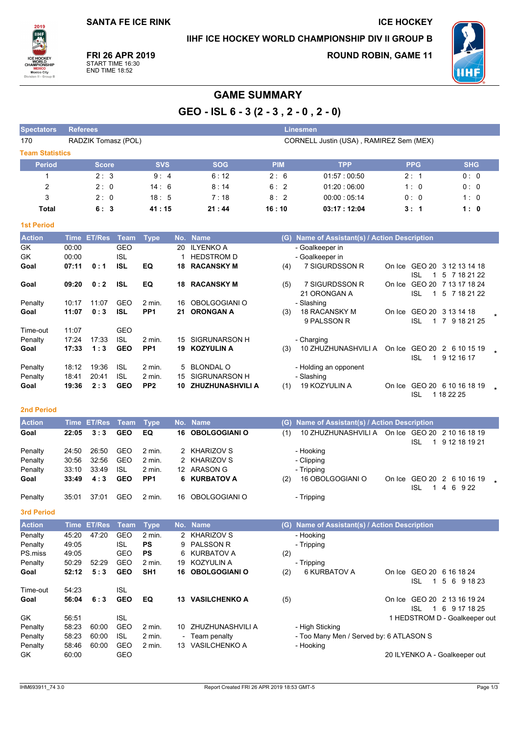SANTA FE ICE RINK

ICE HOCKEY

IIHF ICE HOCKEY WORLD CHAMPIONSHIP DIV II GROUP B

**FRI 26 APR 2019**
START TIME 16:30
END TIME 18:52

ROUND ROBIN, GAME 11

# GAME SUMMARY

## GEO - ISL 6 - 3 (2 - 3 , 2 - 0 , 2 - 0)

| Spectators | Referees | Linesmen |
|---|---|---|
| 170 | RADZIK Tomasz (POL) | CORNELL Justin (USA) , RAMIREZ Sem (MEX) |

### Team Statistics

| Period | Score | SVS | SOG | PIM | TPP | PPG | SHG |
|---|---|---|---|---|---|---|---|
| 1 | 2 : 3 | 9 : 4 | 6 : 12 | 2 : 6 | 01:57 : 00:50 | 2 : 1 | 0 : 0 |
| 2 | 2 : 0 | 14 : 6 | 8 : 14 | 6 : 2 | 01:20 : 06:00 | 1 : 0 | 0 : 0 |
| 3 | 2 : 0 | 18 : 5 | 7 : 18 | 8 : 2 | 00:00 : 05:14 | 0 : 0 | 1 : 0 |
| **Total** | **6 : 3** | **41 : 15** | **21 : 44** | **16 : 10** | **03:17 : 12:04** | **3 : 1** | **1 : 0** |

### 1st Period

| Action | Time | ET/Res | Team | Type | No. | Name | (G) | Name of Assistant(s) / Action Description | On Ice | |
|---|---|---|---|---|---|---|---|---|---|---|
| GK | 00:00 | | GEO | | 20 | ILYENKO A | | - Goalkeeper in | | |
| GK | 00:00 | | ISL | | 1 | HEDSTROM D | | - Goalkeeper in | | |
| **Goal** | **07:11** | **0 : 1** | **ISL** | **EQ** | **18** | **RACANSKY M** | (4) | 7 SIGURDSSON R | GEO 20 3 12 13 14 18<br>ISL 1 5 7 18 21 22 | |
| **Goal** | **09:20** | **0 : 2** | **ISL** | **EQ** | **18** | **RACANSKY M** | (5) | 7 SIGURDSSON R<br>21 ORONGAN A | GEO 20 7 13 17 18 24<br>ISL 1 5 7 18 21 22 | |
| Penalty | 10:17 | 11:07 | GEO | 2 min. | 16 | OBOLGOGIANI O | | - Slashing | | |
| **Goal** | **11:07** | **0 : 3** | **ISL** | **PP1** | **21** | **ORONGAN A** | (3) | 18 RACANSKY M<br>9 PALSSON R | GEO 20 3 13 14 18<br>ISL 1 7 9 18 21 25 | * |
| Time-out | 11:07 | | GEO | | | | | | | |
| Penalty | 17:24 | 17:33 | ISL | 2 min. | 15 | SIGRUNARSON H | | - Charging | | |
| **Goal** | **17:33** | **1 : 3** | **GEO** | **PP1** | **19** | **KOZYULIN A** | (3) | 10 ZHUZHUNASHVILI A | GEO 20 2 6 10 15 19<br>ISL 1 9 12 16 17 | * |
| Penalty | 18:12 | 19:36 | ISL | 2 min. | 5 | BLONDAL O | | - Holding an opponent | | |
| Penalty | 18:41 | 20:41 | ISL | 2 min. | 15 | SIGRUNARSON H | | - Slashing | | |
| **Goal** | **19:36** | **2 : 3** | **GEO** | **PP2** | **10** | **ZHUZHUNASHVILI A** | (1) | 19 KOZYULIN A | GEO 20 6 10 16 18 19<br>ISL 1 18 22 25 | * |

### 2nd Period

| Action | Time | ET/Res | Team | Type | No. | Name | (G) | Name of Assistant(s) / Action Description | On Ice | |
|---|---|---|---|---|---|---|---|---|---|---|
| **Goal** | **22:05** | **3 : 3** | **GEO** | **EQ** | **16** | **OBOLGOGIANI O** | (1) | 10 ZHUZHUNASHVILI A | GEO 20 2 10 16 18 19<br>ISL 1 9 12 18 19 21 | |
| Penalty | 24:50 | 26:50 | GEO | 2 min. | 2 | KHARIZOV S | | - Hooking | | |
| Penalty | 30:56 | 32:56 | GEO | 2 min. | 2 | KHARIZOV S | | - Clipping | | |
| Penalty | 33:10 | 33:49 | ISL | 2 min. | 12 | ARASON G | | - Tripping | | |
| **Goal** | **33:49** | **4 : 3** | **GEO** | **PP1** | **6** | **KURBATOV A** | (2) | 16 OBOLGOGIANI O | GEO 20 2 6 10 16 19<br>ISL 1 4 6 9 22 | * |
| Penalty | 35:01 | 37:01 | GEO | 2 min. | 16 | OBOLGOGIANI O | | - Tripping | | |

### 3rd Period

| Action | Time | ET/Res | Team | Type | No. | Name | (G) | Name of Assistant(s) / Action Description | On Ice |
|---|---|---|---|---|---|---|---|---|---|
| Penalty | 45:20 | 47:20 | GEO | 2 min. | 2 | KHARIZOV S | | - Hooking | |
| Penalty | 49:05 | | ISL | PS | 9 | PALSSON R | | - Tripping | |
| PS.miss | 49:05 | | GEO | PS | 6 | KURBATOV A | (2) | | |
| Penalty | 50:29 | 52:29 | GEO | 2 min. | 19 | KOZYULIN A | | - Tripping | |
| **Goal** | **52:12** | **5 : 3** | **GEO** | **SH1** | **16** | **OBOLGOGIANI O** | (2) | 6 KURBATOV A | GEO 20 6 16 18 24<br>ISL 1 5 6 9 18 23 |
| Time-out | 54:23 | | ISL | | | | | | |
| **Goal** | **56:04** | **6 : 3** | **GEO** | **EQ** | **13** | **VASILCHENKO A** | (5) | | GEO 20 2 13 16 19 24<br>ISL 1 6 9 17 18 25 |
| GK | 56:51 | | ISL | | | | | 1 HEDSTROM D - Goalkeeper out | |
| Penalty | 58:23 | 60:00 | GEO | 2 min. | 10 | ZHUZHUNASHVILI A | | - High Sticking | |
| Penalty | 58:23 | 60:00 | ISL | 2 min. | - | Team penalty | | - Too Many Men / Served by: 6 ATLASON S | |
| Penalty | 58:46 | 60:00 | GEO | 2 min. | 13 | VASILCHENKO A | | - Hooking | |
| GK | 60:00 | | GEO | | | | | 20 ILYENKO A - Goalkeeper out | |

IHM693911_74 3.0 Report Created FRI 26 APR 2019 18:53 GMT-5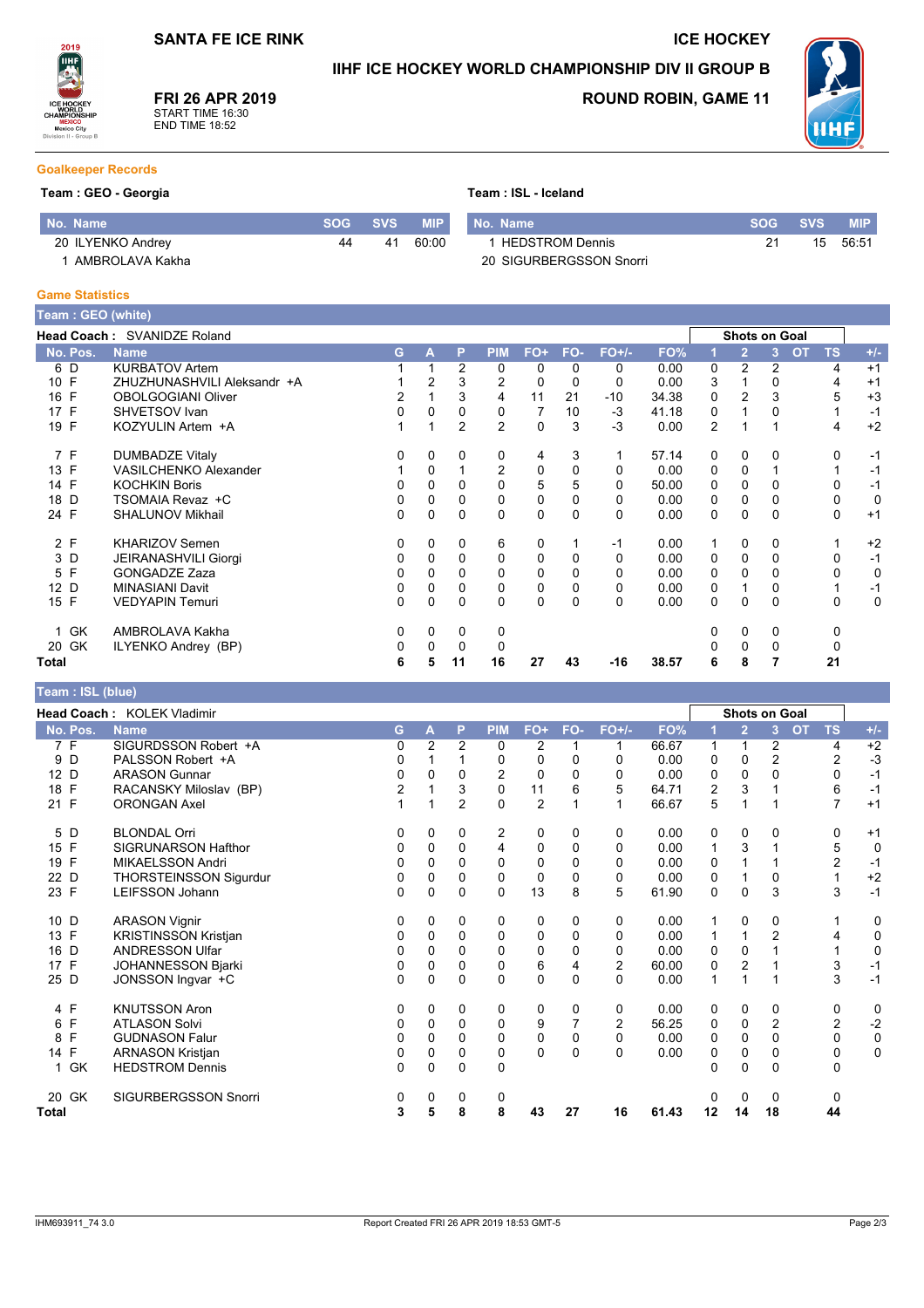# SANTA FE ICE RINK

## ICE HOCKEY

## IIHF ICE HOCKEY WORLD CHAMPIONSHIP DIV II GROUP B

**FRI 26 APR 2019**
START TIME 16:30
END TIME 18:52

**ROUND ROBIN, GAME 11**

### Goalkeeper Records

**Team : GEO - Georgia**

| No. | Name | SOG | SVS | MIP |
|---|---|---|---|---|
| 20 | ILYENKO Andrey | 44 | 41 | 60:00 |
| 1 | AMBROLAVA Kakha | | | |

**Team : ISL - Iceland**

| No. | Name | SOG | SVS | MIP |
|---|---|---|---|---|
| 1 | HEDSTROM Dennis | 21 | 15 | 56:51 |
| 20 | SIGURBERGSSON Snorri | | | |

### Game Statistics

**Team : GEO (white)**

**Head Coach :** SVANIDZE Roland

| No. | Pos. | Name | G | A | P | PIM | FO+ | FO- | FO+/- | FO% | Shots on Goal 1 | 2 | 3 | OT | TS | +/- |
|---|---|---|---|---|---|---|---|---|---|---|---|---|---|---|---|---|
| 6 | D | KURBATOV Artem | 1 | 1 | 2 | 0 | 0 | 0 | 0 | 0.00 | 0 | 2 | 2 | | 4 | +1 |
| 10 | F | ZHUZHUNASHVILI Aleksandr +A | 1 | 2 | 3 | 2 | 0 | 0 | 0 | 0.00 | 3 | 1 | 0 | | 4 | +1 |
| 16 | F | OBOLGOGIANI Oliver | 2 | 1 | 3 | 4 | 11 | 21 | -10 | 34.38 | 0 | 2 | 3 | | 5 | +3 |
| 17 | F | SHVETSOV Ivan | 0 | 0 | 0 | 0 | 7 | 10 | -3 | 41.18 | 0 | 1 | 0 | | 1 | -1 |
| 19 | F | KOZYULIN Artem +A | 1 | 1 | 2 | 2 | 0 | 3 | -3 | 0.00 | 2 | 1 | 1 | | 4 | +2 |
| 7 | F | DUMBADZE Vitaly | 0 | 0 | 0 | 0 | 4 | 3 | 1 | 57.14 | 0 | 0 | 0 | | 0 | -1 |
| 13 | F | VASILCHENKO Alexander | 1 | 0 | 1 | 2 | 0 | 0 | 0 | 0.00 | 0 | 0 | 1 | | 1 | -1 |
| 14 | F | KOCHKIN Boris | 0 | 0 | 0 | 0 | 5 | 5 | 0 | 50.00 | 0 | 0 | 0 | | 0 | -1 |
| 18 | D | TSOMAIA Revaz +C | 0 | 0 | 0 | 0 | 0 | 0 | 0 | 0.00 | 0 | 0 | 0 | | 0 | 0 |
| 24 | F | SHALUNOV Mikhail | 0 | 0 | 0 | 0 | 0 | 0 | 0 | 0.00 | 0 | 0 | 0 | | 0 | +1 |
| 2 | F | KHARIZOV Semen | 0 | 0 | 0 | 6 | 0 | 1 | -1 | 0.00 | 1 | 0 | 0 | | 1 | +2 |
| 3 | D | JEIRANASHVILI Giorgi | 0 | 0 | 0 | 0 | 0 | 0 | 0 | 0.00 | 0 | 0 | 0 | | 0 | -1 |
| 5 | F | GONGADZE Zaza | 0 | 0 | 0 | 0 | 0 | 0 | 0 | 0.00 | 0 | 0 | 0 | | 0 | 0 |
| 12 | D | MINASIANI Davit | 0 | 0 | 0 | 0 | 0 | 0 | 0 | 0.00 | 0 | 1 | 0 | | 1 | -1 |
| 15 | F | VEDYAPIN Temuri | 0 | 0 | 0 | 0 | 0 | 0 | 0 | 0.00 | 0 | 0 | 0 | | 0 | 0 |
| 1 | GK | AMBROLAVA Kakha | 0 | 0 | 0 | 0 | | | | | 0 | 0 | 0 | | 0 | |
| 20 | GK | ILYENKO Andrey (BP) | 0 | 0 | 0 | 0 | | | | | 0 | 0 | 0 | | 0 | |
| **Total** | | | **6** | **5** | **11** | **16** | **27** | **43** | **-16** | **38.57** | **6** | **8** | **7** | | **21** | |

**Team : ISL (blue)**

**Head Coach :** KOLEK Vladimir

| No. | Pos. | Name | G | A | P | PIM | FO+ | FO- | FO+/- | FO% | Shots on Goal 1 | 2 | 3 | OT | TS | +/- |
|---|---|---|---|---|---|---|---|---|---|---|---|---|---|---|---|---|
| 7 | F | SIGURDSSON Robert +A | 0 | 2 | 2 | 0 | 2 | 1 | 1 | 66.67 | 1 | 1 | 2 | | 4 | +2 |
| 9 | D | PALSSON Robert +A | 0 | 1 | 1 | 0 | 0 | 0 | 0 | 0.00 | 0 | 0 | 2 | | 2 | -3 |
| 12 | D | ARASON Gunnar | 0 | 0 | 0 | 2 | 0 | 0 | 0 | 0.00 | 0 | 0 | 0 | | 0 | -1 |
| 18 | F | RACANSKY Miloslav (BP) | 2 | 1 | 3 | 0 | 11 | 6 | 5 | 64.71 | 2 | 3 | 1 | | 6 | -1 |
| 21 | F | ORONGAN Axel | 1 | 1 | 2 | 0 | 2 | 1 | 1 | 66.67 | 5 | 1 | 1 | | 7 | +1 |
| 5 | D | BLONDAL Orri | 0 | 0 | 0 | 2 | 0 | 0 | 0 | 0.00 | 0 | 0 | 0 | | 0 | +1 |
| 15 | F | SIGRUNARSON Hafthor | 0 | 0 | 0 | 4 | 0 | 0 | 0 | 0.00 | 1 | 3 | 1 | | 5 | 0 |
| 19 | F | MIKAELSSON Andri | 0 | 0 | 0 | 0 | 0 | 0 | 0 | 0.00 | 0 | 1 | 1 | | 2 | -1 |
| 22 | D | THORSTEINSSON Sigurdur | 0 | 0 | 0 | 0 | 0 | 0 | 0 | 0.00 | 0 | 1 | 0 | | 1 | +2 |
| 23 | F | LEIFSSON Johann | 0 | 0 | 0 | 0 | 13 | 8 | 5 | 61.90 | 0 | 0 | 3 | | 3 | -1 |
| 10 | D | ARASON Vignir | 0 | 0 | 0 | 0 | 0 | 0 | 0 | 0.00 | 1 | 0 | 0 | | 1 | 0 |
| 13 | F | KRISTINSSON Kristjan | 0 | 0 | 0 | 0 | 0 | 0 | 0 | 0.00 | 1 | 1 | 2 | | 4 | 0 |
| 16 | D | ANDRESSON Ulfar | 0 | 0 | 0 | 0 | 0 | 0 | 0 | 0.00 | 0 | 0 | 1 | | 1 | 0 |
| 17 | F | JOHANNESSON Bjarki | 0 | 0 | 0 | 0 | 6 | 4 | 2 | 60.00 | 0 | 2 | 1 | | 3 | -1 |
| 25 | D | JONSSON Ingvar +C | 0 | 0 | 0 | 0 | 0 | 0 | 0 | 0.00 | 1 | 1 | 1 | | 3 | -1 |
| 4 | F | KNUTSSON Aron | 0 | 0 | 0 | 0 | 0 | 0 | 0 | 0.00 | 0 | 0 | 0 | | 0 | 0 |
| 6 | F | ATLASON Solvi | 0 | 0 | 0 | 0 | 9 | 7 | 2 | 56.25 | 0 | 0 | 2 | | 2 | -2 |
| 8 | F | GUDNASON Falur | 0 | 0 | 0 | 0 | 0 | 0 | 0 | 0.00 | 0 | 0 | 0 | | 0 | 0 |
| 14 | F | ARNASON Kristjan | 0 | 0 | 0 | 0 | 0 | 0 | 0 | 0.00 | 0 | 0 | 0 | | 0 | 0 |
| 1 | GK | HEDSTROM Dennis | 0 | 0 | 0 | 0 | | | | | 0 | 0 | 0 | | 0 | |
| 20 | GK | SIGURBERGSSON Snorri | 0 | 0 | 0 | 0 | | | | | 0 | 0 | 0 | | 0 | |
| **Total** | | | **3** | **5** | **8** | **8** | **43** | **27** | **16** | **61.43** | **12** | **14** | **18** | | **44** | |

IHM693911_74 3.0 Report Created FRI 26 APR 2019 18:53 GMT-5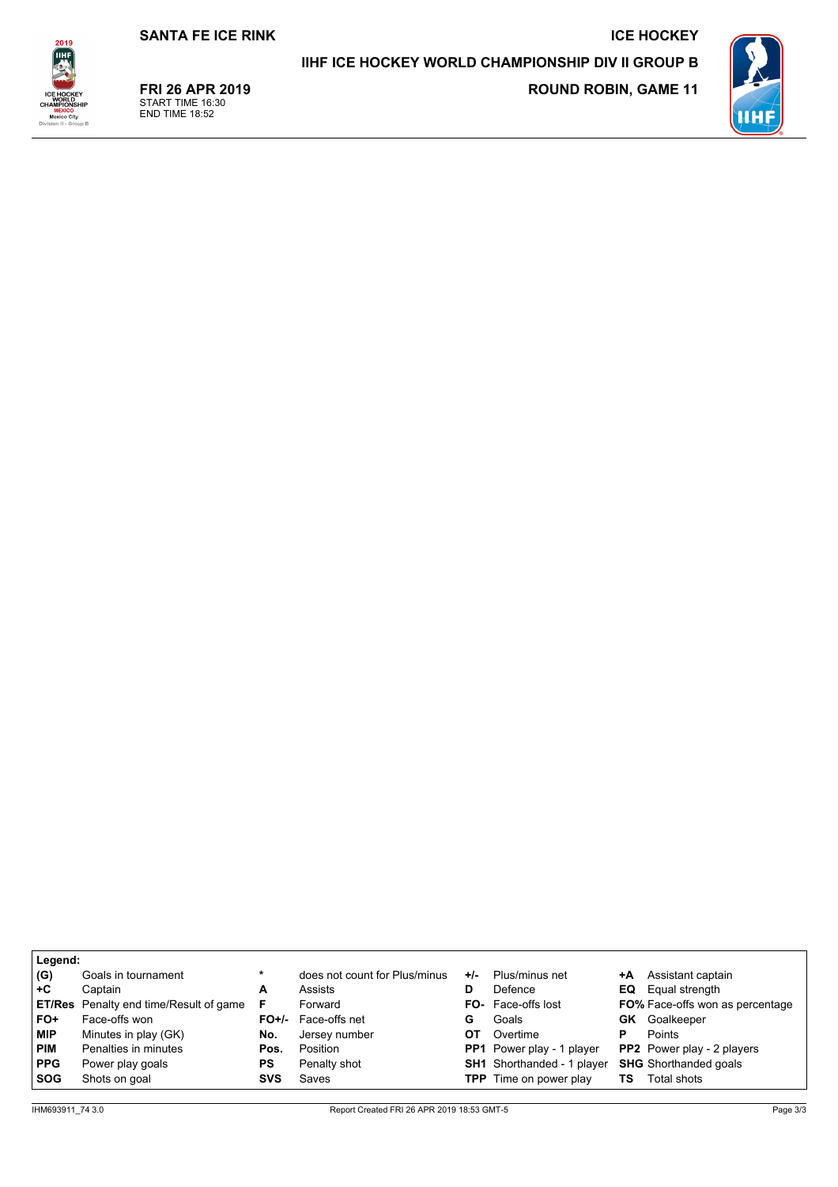SANTA FE ICE RINK

ICE HOCKEY

IIHF ICE HOCKEY WORLD CHAMPIONSHIP DIV II GROUP B

**FRI 26 APR 2019**
START TIME 16:30
END TIME 18:52

**ROUND ROBIN, GAME 11**

**Legend:**

| | | | | | | | |
|---|---|---|---|---|---|---|---|
| **(G)** | Goals in tournament | **\*** | does not count for Plus/minus | **+/-** | Plus/minus net | **+A** | Assistant captain |
| **+C** | Captain | **A** | Assists | **D** | Defence | **EQ** | Equal strength |
| **ET/Res** | Penalty end time/Result of game | **F** | Forward | **FO-** | Face-offs lost | **FO%** | Face-offs won as percentage |
| **FO+** | Face-offs won | **FO+/-** | Face-offs net | **G** | Goals | **GK** | Goalkeeper |
| **MIP** | Minutes in play (GK) | **No.** | Jersey number | **OT** | Overtime | **P** | Points |
| **PIM** | Penalties in minutes | **Pos.** | Position | **PP1** | Power play - 1 player | **PP2** | Power play - 2 players |
| **PPG** | Power play goals | **PS** | Penalty shot | **SH1** | Shorthanded - 1 player | **SHG** | Shorthanded goals |
| **SOG** | Shots on goal | **SVS** | Saves | **TPP** | Time on power play | **TS** | Total shots |

IHM693911_74 3.0 Report Created FRI 26 APR 2019 18:53 GMT-5